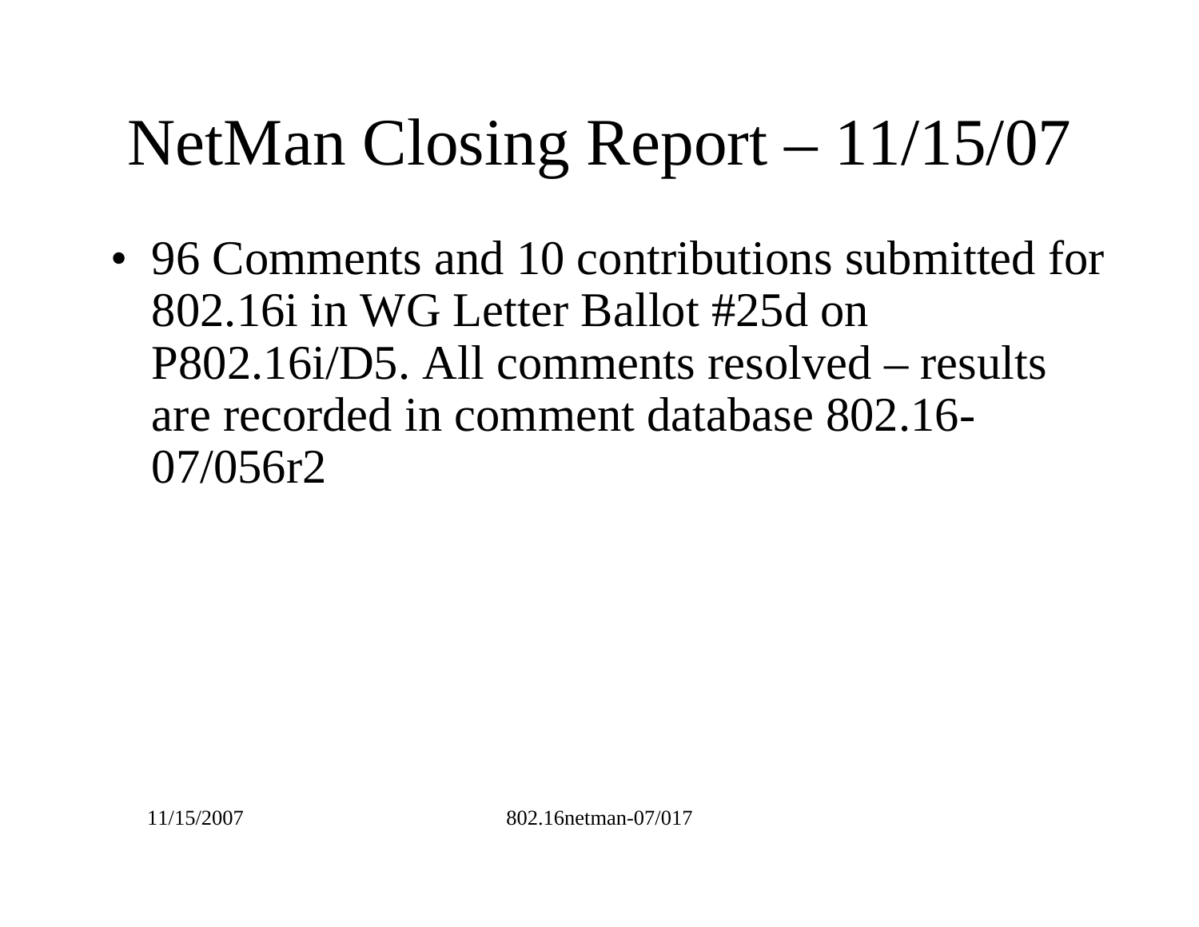# NetMan Closing Report – 11/15/07

- 96 Comments and 10 contributions submitted for 802.16i in WG Letter Ballot #25d on P802.16i/D5. All comments resolved – results are recorded in comment database 802.16-07/056r2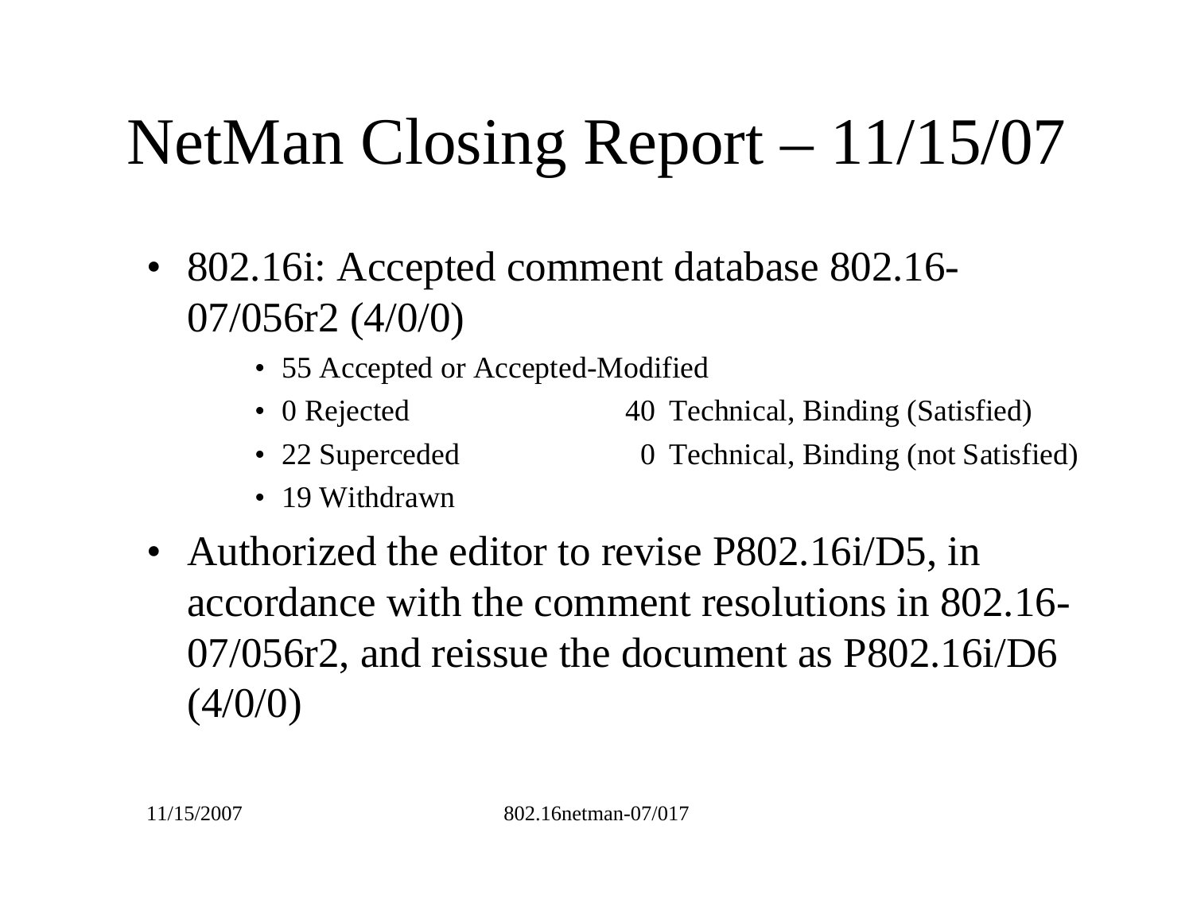# NetMan Closing Report – 11/15/07

- 802.16i: Accepted comment database 802.16-07/056r2 (4/0/0)
  - 55 Accepted or Accepted-Modified
  - 0 Rejected
  - 22 Superceded
  - 19 Withdrawn

  40 Technical, Binding (Satisfied)

  0 Technical, Binding (not Satisfied)

- Authorized the editor to revise P802.16i/D5, in accordance with the comment resolutions in 802.16-07/056r2, and reissue the document as P802.16i/D6 (4/0/0)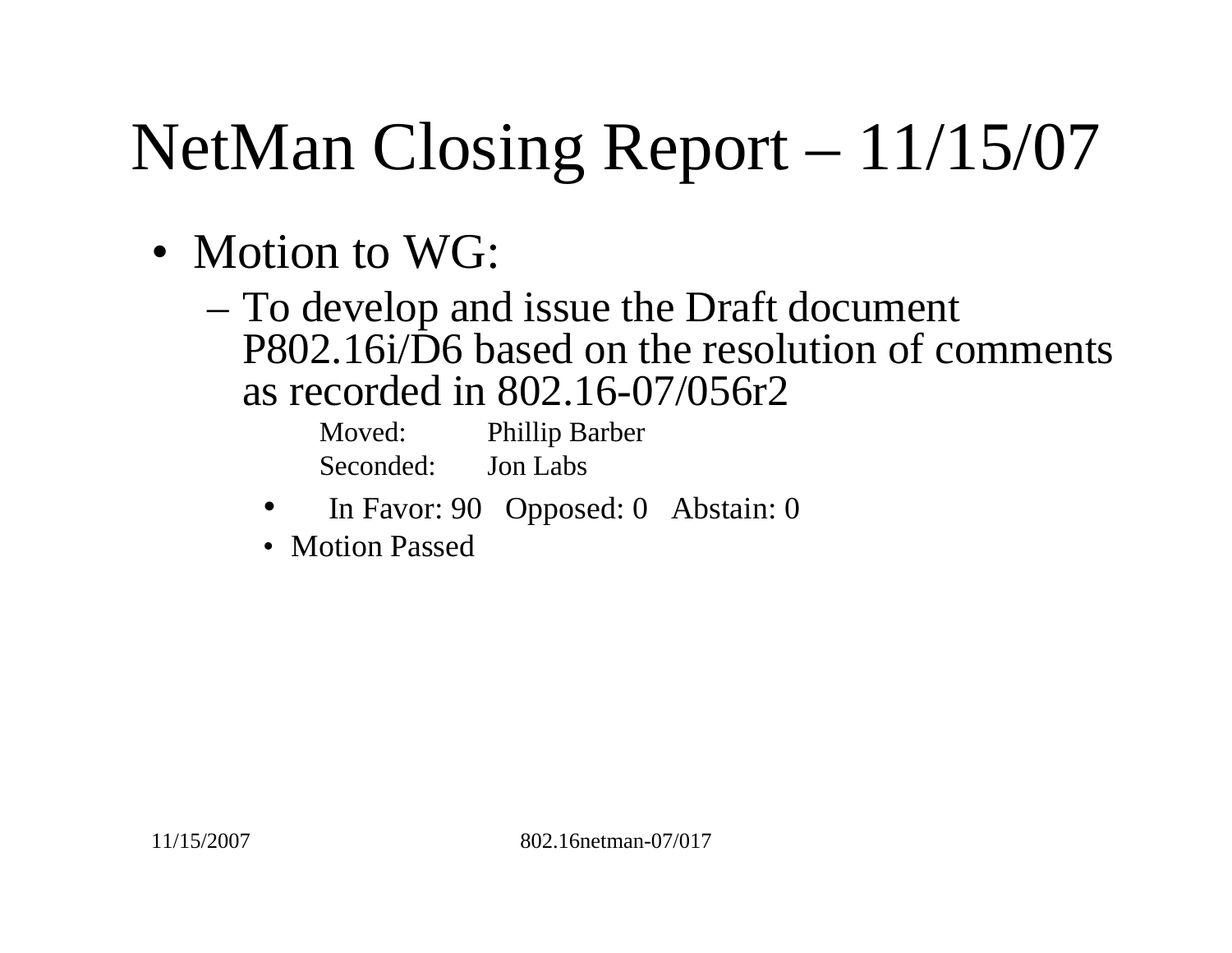# NetMan Closing Report – 11/15/07

- Motion to WG:
  - To develop and issue the Draft document P802.16i/D6 based on the resolution of comments as recorded in 802.16-07/056r2

    Moved: Phillip Barber
    Seconded: Jon Labs

    - In Favor: 90 Opposed: 0 Abstain: 0
    - Motion Passed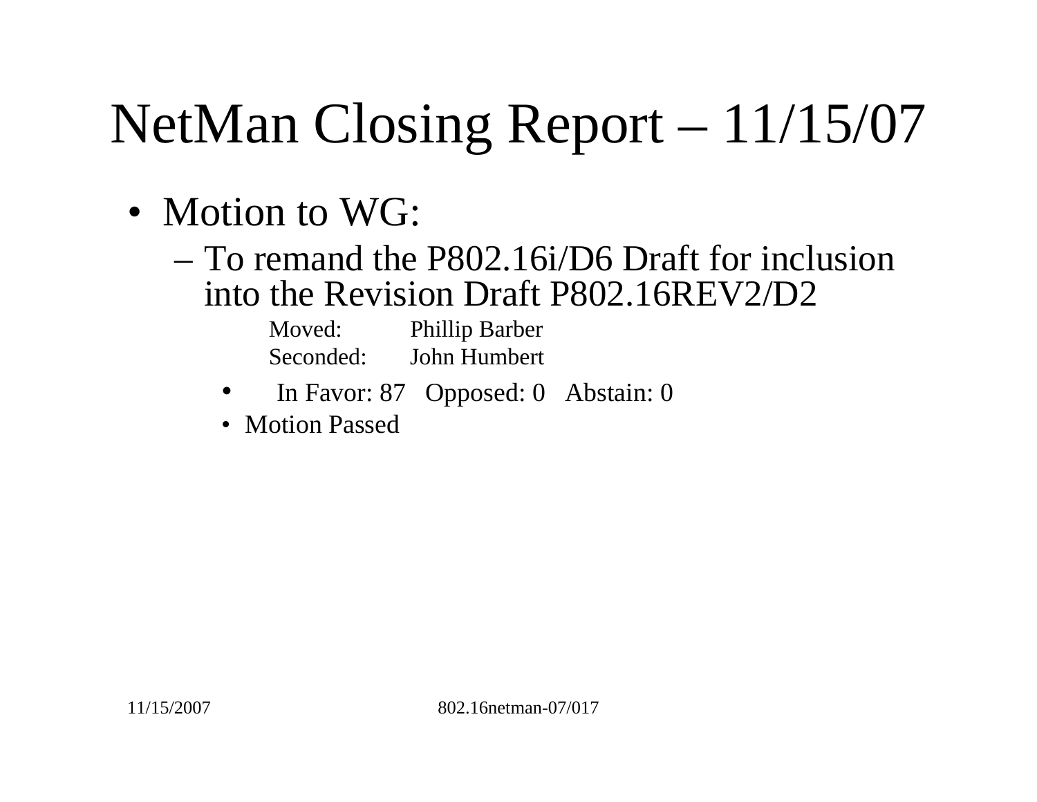# NetMan Closing Report – 11/15/07

- Motion to WG:
  - To remand the P802.16i/D6 Draft for inclusion into the Revision Draft P802.16REV2/D2

    Moved: Phillip Barber
    Seconded: John Humbert

    - In Favor: 87 Opposed: 0 Abstain: 0
    - Motion Passed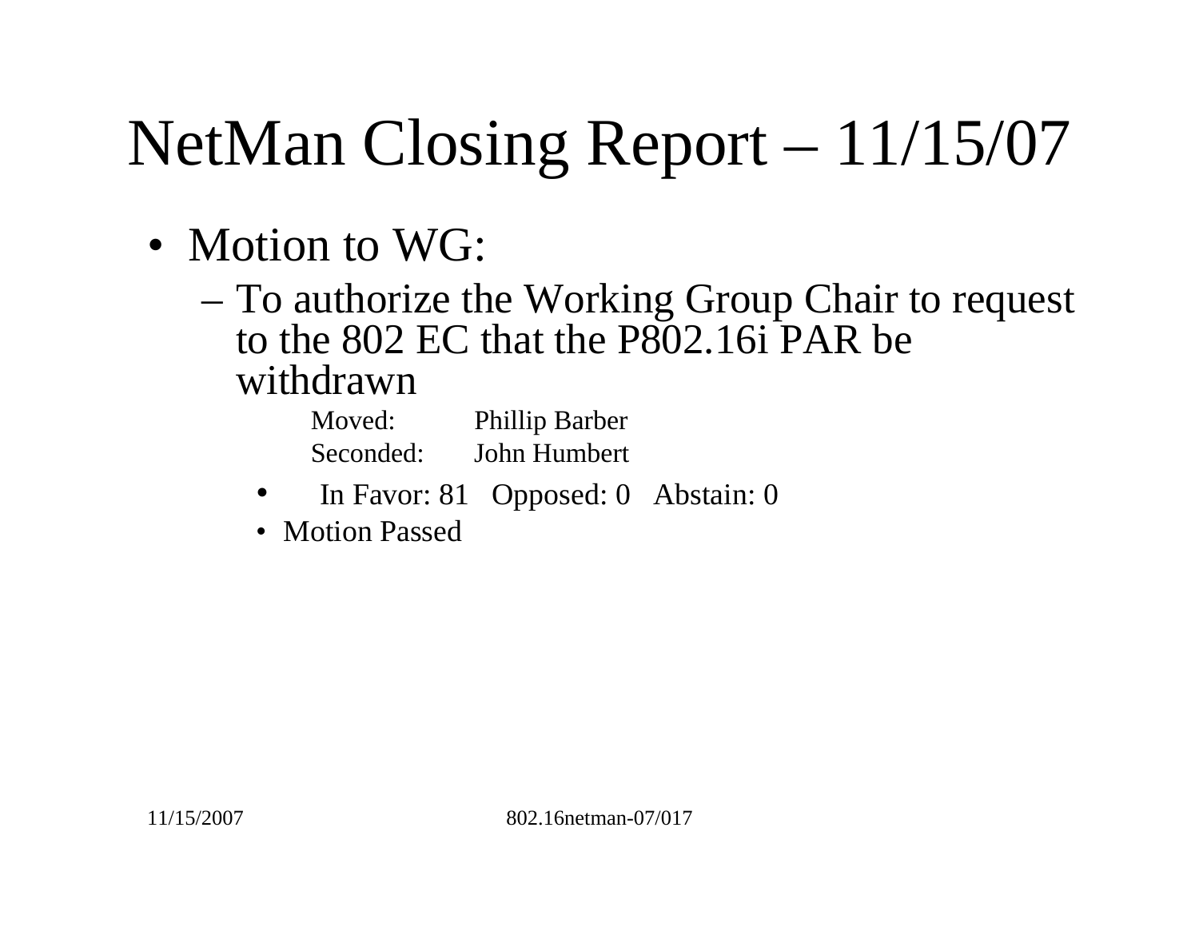# NetMan Closing Report – 11/15/07

- Motion to WG:
  - To authorize the Working Group Chair to request to the 802 EC that the P802.16i PAR be withdrawn

    Moved: Phillip Barber

    Seconded: John Humbert

    - In Favor: 81 Opposed: 0 Abstain: 0
    - Motion Passed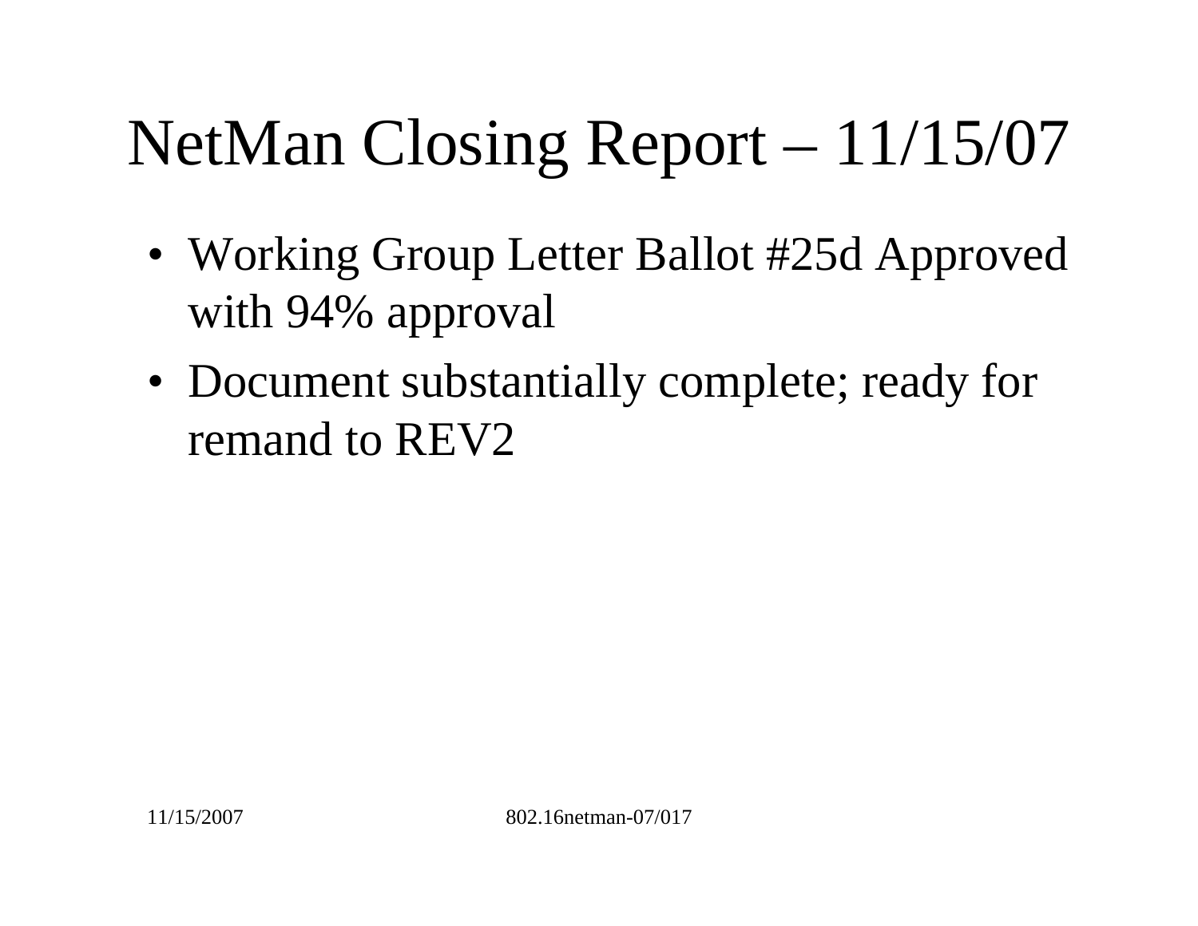# NetMan Closing Report – 11/15/07

- Working Group Letter Ballot #25d Approved with 94% approval
- Document substantially complete; ready for remand to REV2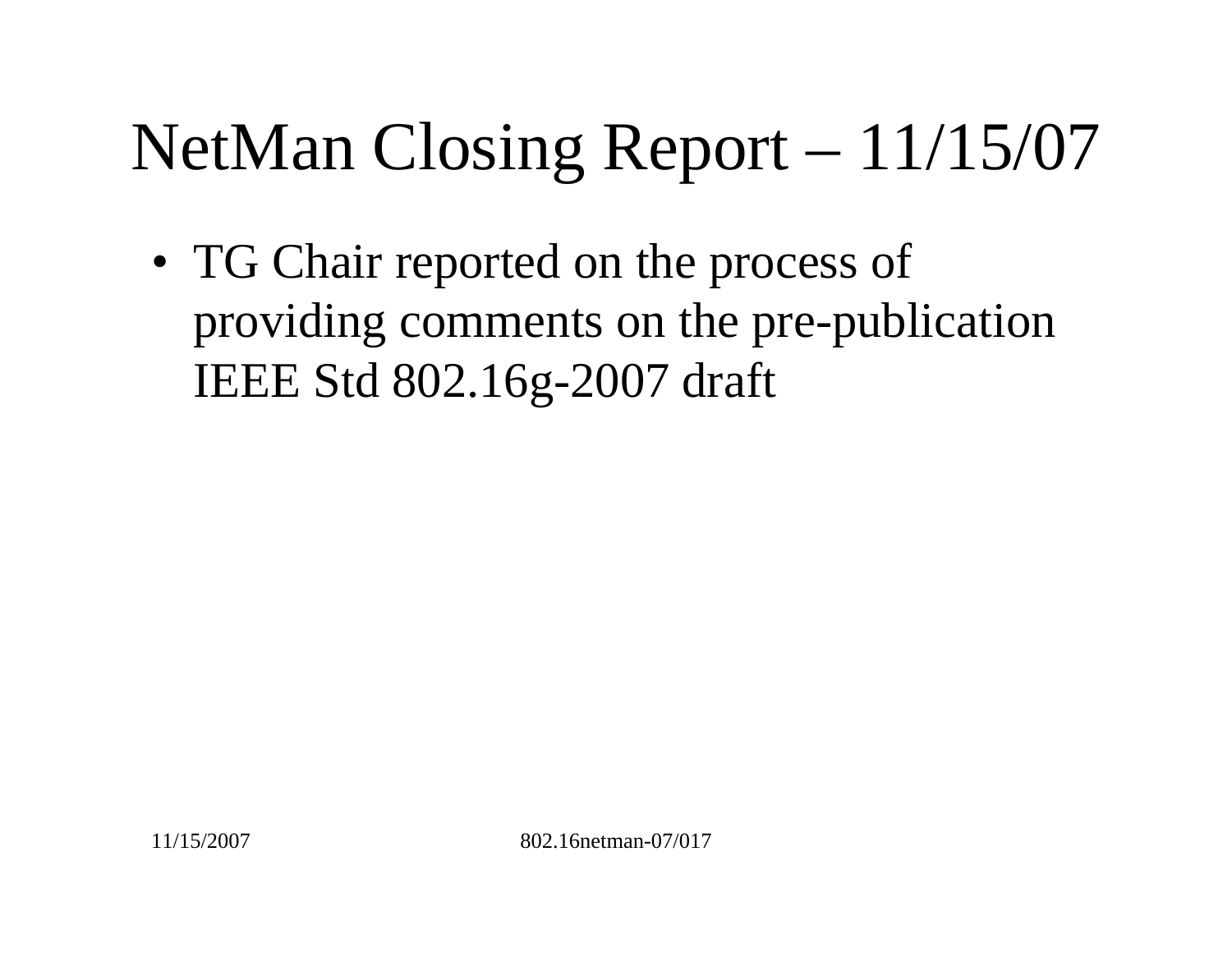# NetMan Closing Report – 11/15/07

- TG Chair reported on the process of providing comments on the pre-publication IEEE Std 802.16g-2007 draft